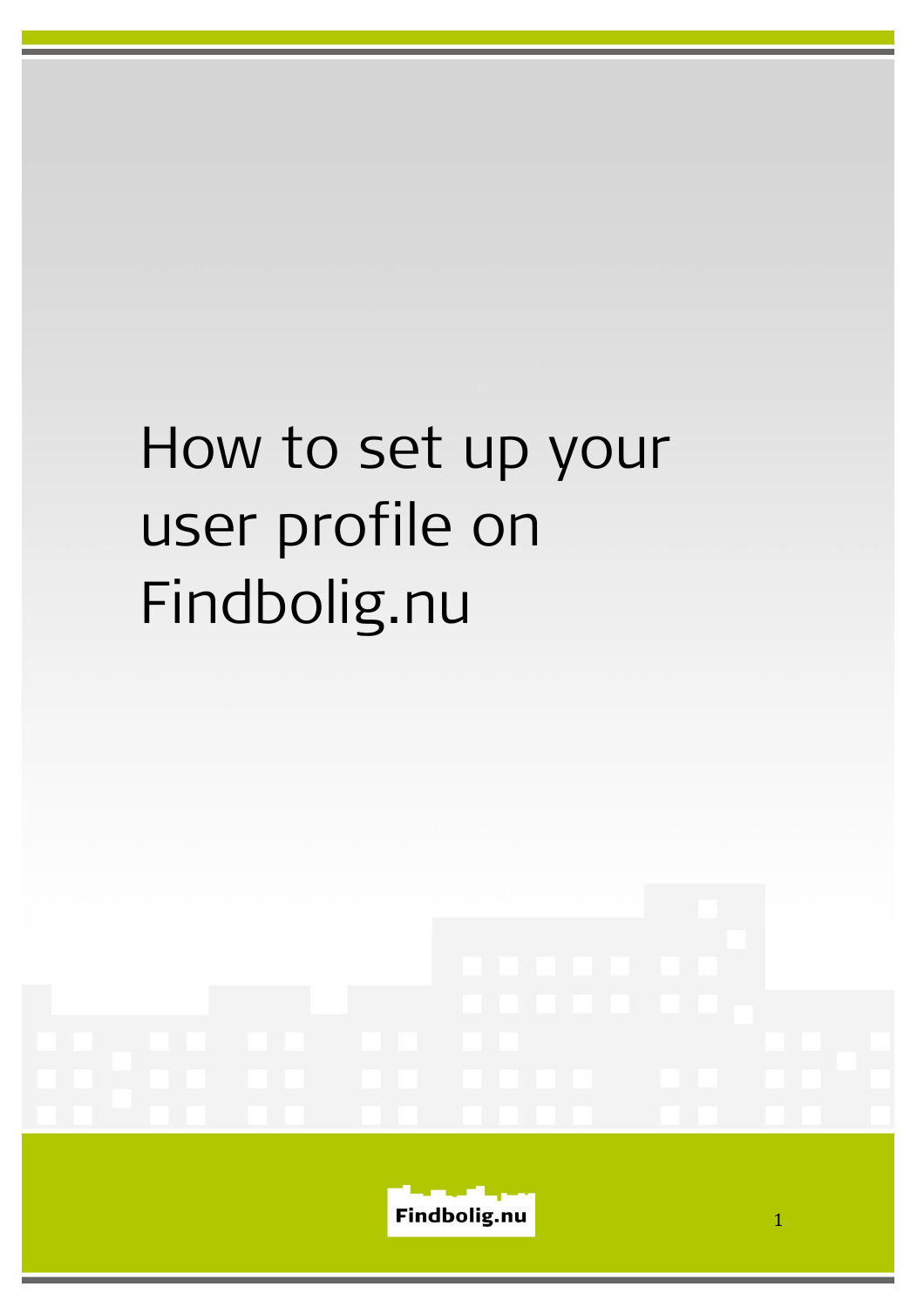# How to set up your user profile on Findbolig.nu

Findbolig.nu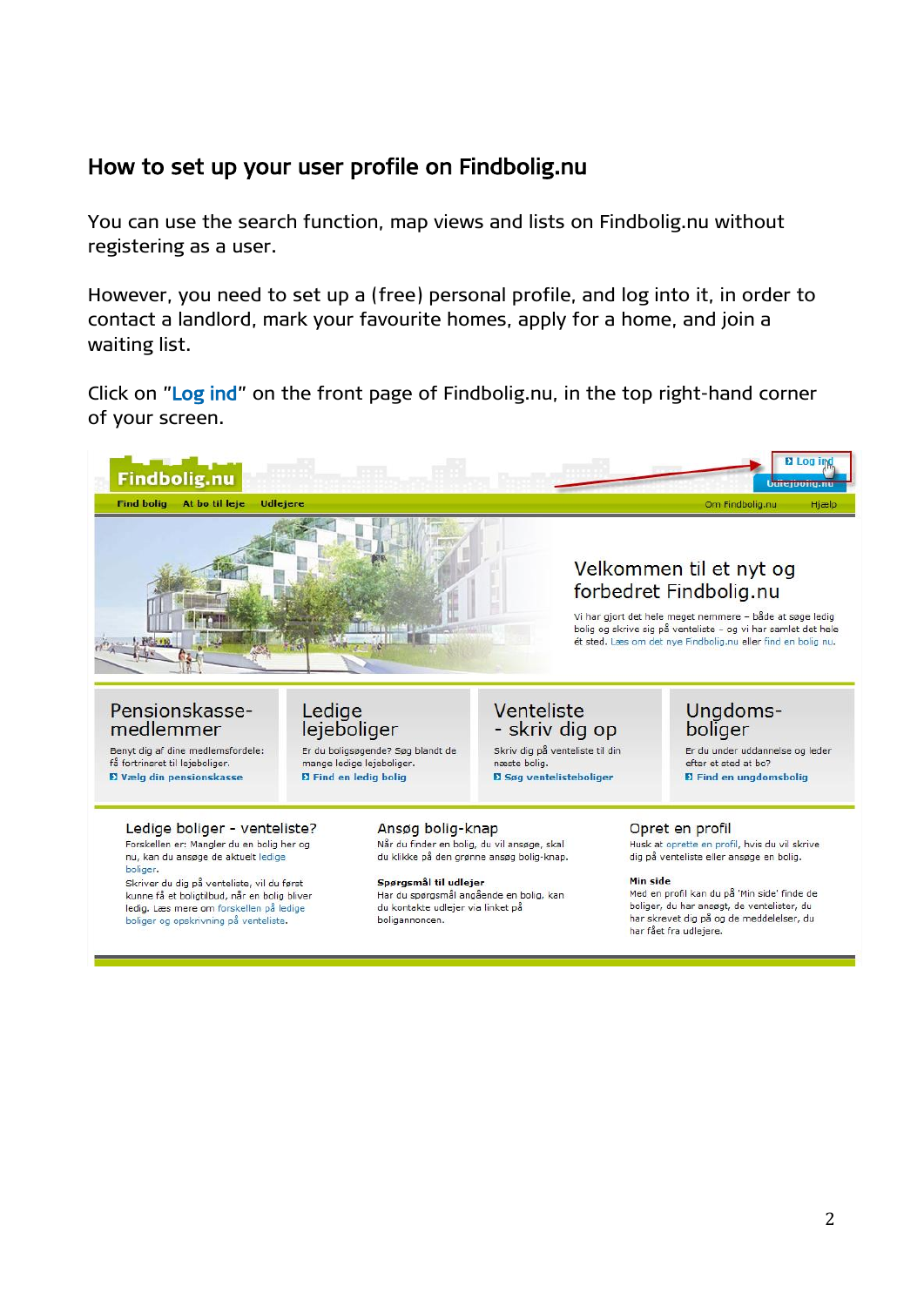## How to set up your user profile on Findbolig.nu

You can use the search function, map views and lists on Findbolig.nu without registering as a user.

However, you need to set up a (free) personal profile, and log into it, in order to contact a landlord, mark your favourite homes, apply for a home, and join a waiting list.

Click on "Log ind" on the front page of Findbolig.nu, in the top right-hand corner of your screen.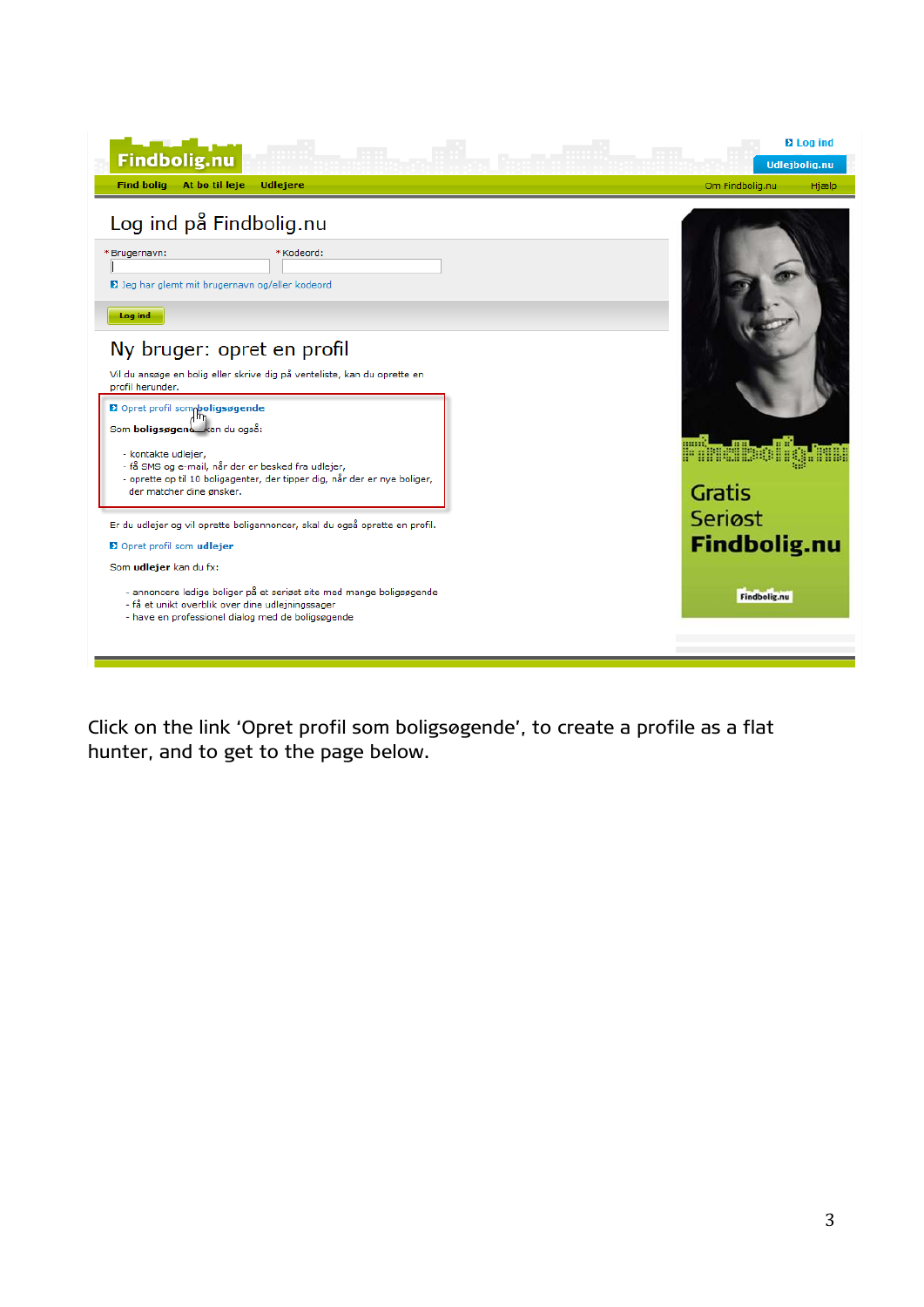Findbolig.nu

Log ind

Udlejbolig.nu

Find bolig | At bo til leje | Udlejere | Om Findbolig.nu | Hjælp

## Log ind på Findbolig.nu

*Brugernavn: *Kodeord:

Jeg har glemt mit brugernavn og/eller kodeord

Log ind

## Ny bruger: opret en profil

Vil du ansøge en bolig eller skrive dig på venteliste, kan du oprette en profil herunder.

Opret profil som **boligsøgende**

Som **boligsøgende** kan du også:

- kontakte udlejer,
- få SMS og e-mail, når der er besked fra udlejer,
- oprette op til 10 boligagenter, der tipper dig, når der er nye boliger, der matcher dine ønsker.

Er du udlejer og vil oprette boligannoncer, skal du også oprette en profil.

Opret profil som **udlejer**

Som **udlejer** kan du fx:

- annoncere ledige boliger på et seriøst site med mange boligsøgende
- få et unikt overblik over dine udlejningssager
- have en professionel dialog med de boligsøgende

Gratis
Seriøst
**Findbolig.nu**

Click on the link ‘Opret profil som boligsøgende’, to create a profile as a flat hunter, and to get to the page below.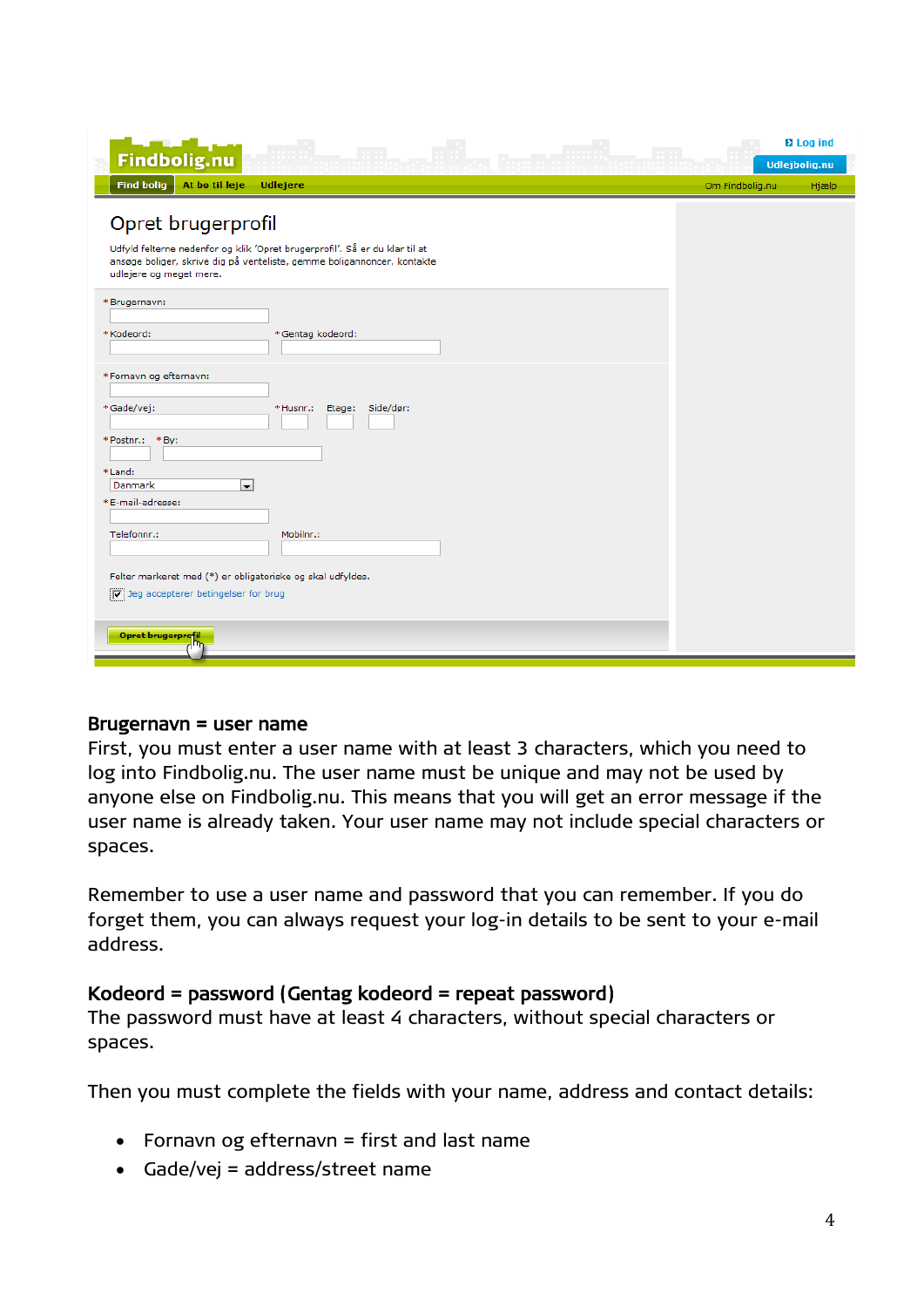**Brugernavn = user name**
First, you must enter a user name with at least 3 characters, which you need to log into Findbolig.nu. The user name must be unique and may not be used by anyone else on Findbolig.nu. This means that you will get an error message if the user name is already taken. Your user name may not include special characters or spaces.

Remember to use a user name and password that you can remember. If you do forget them, you can always request your log-in details to be sent to your e-mail address.

**Kodeord = password (Gentag kodeord = repeat password)**
The password must have at least 4 characters, without special characters or spaces.

Then you must complete the fields with your name, address and contact details:

- Fornavn og efternavn = first and last name
- Gade/vej = address/street name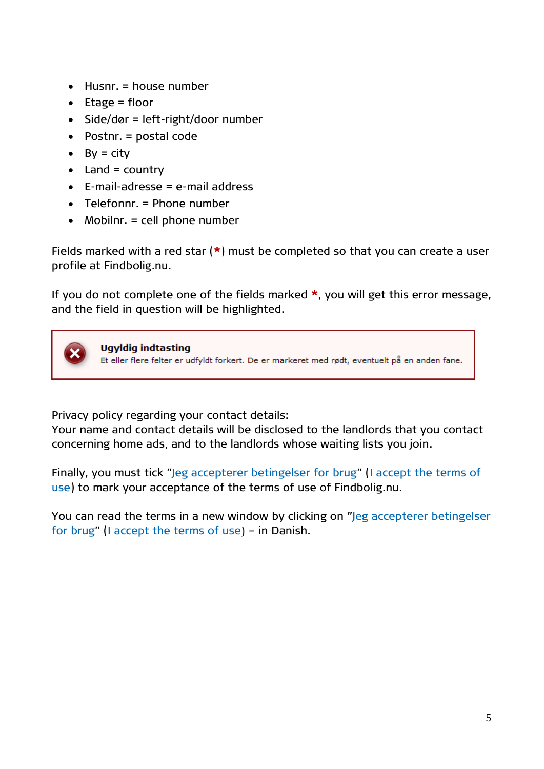- Husnr. = house number
- Etage = floor
- Side/dør = left-right/door number
- Postnr. = postal code
- By = city
- Land = country
- E-mail-adresse = e-mail address
- Telefonnr. = Phone number
- Mobilnr. = cell phone number

Fields marked with a red star (*) must be completed so that you can create a user profile at Findbolig.nu.

If you do not complete one of the fields marked *, you will get this error message, and the field in question will be highlighted.

> **Ugyldig indtasting**
> Et eller flere felter er udfyldt forkert. De er markeret med rødt, eventuelt på en anden fane.

Privacy policy regarding your contact details:
Your name and contact details will be disclosed to the landlords that you contact concerning home ads, and to the landlords whose waiting lists you join.

Finally, you must tick "Jeg accepterer betingelser for brug" (I accept the terms of use) to mark your acceptance of the terms of use of Findbolig.nu.

You can read the terms in a new window by clicking on "Jeg accepterer betingelser for brug" (I accept the terms of use) – in Danish.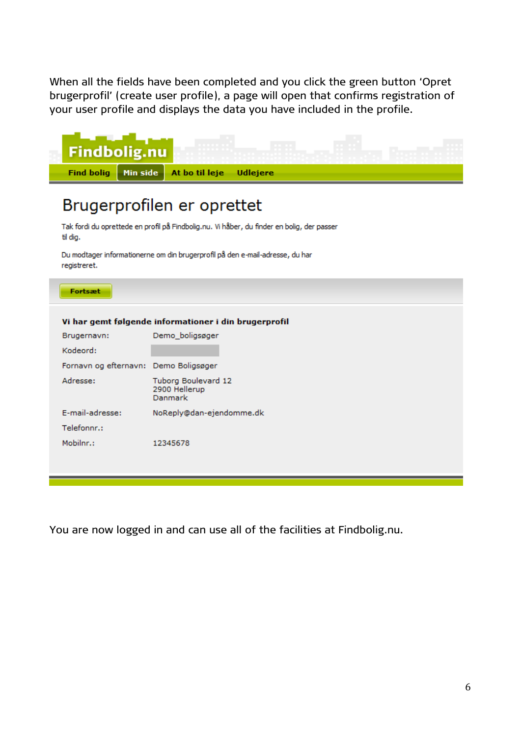When all the fields have been completed and you click the green button 'Opret brugerprofil' (create user profile), a page will open that confirms registration of your user profile and displays the data you have included in the profile.

Findbolig.nu

Find bolig | Min side | At bo til leje | Udlejere

# Brugerprofilen er oprettet

Tak fordi du oprettede en profil på Findbolig.nu. Vi håber, du finder en bolig, der passer til dig.

Du modtager informationerne om din brugerprofil på den e-mail-adresse, du har registreret.

Fortsæt

**Vi har gemt følgende informationer i din brugerprofil**

| | |
|---|---|
| Brugernavn: | Demo_boligsøger |
| Kodeord: | |
| Fornavn og efternavn: | Demo Boligsøger |
| Adresse: | Tuborg Boulevard 12<br>2900 Hellerup<br>Danmark |
| E-mail-adresse: | NoReply@dan-ejendomme.dk |
| Telefonnr.: | |
| Mobilnr.: | 12345678 |

You are now logged in and can use all of the facilities at Findbolig.nu.